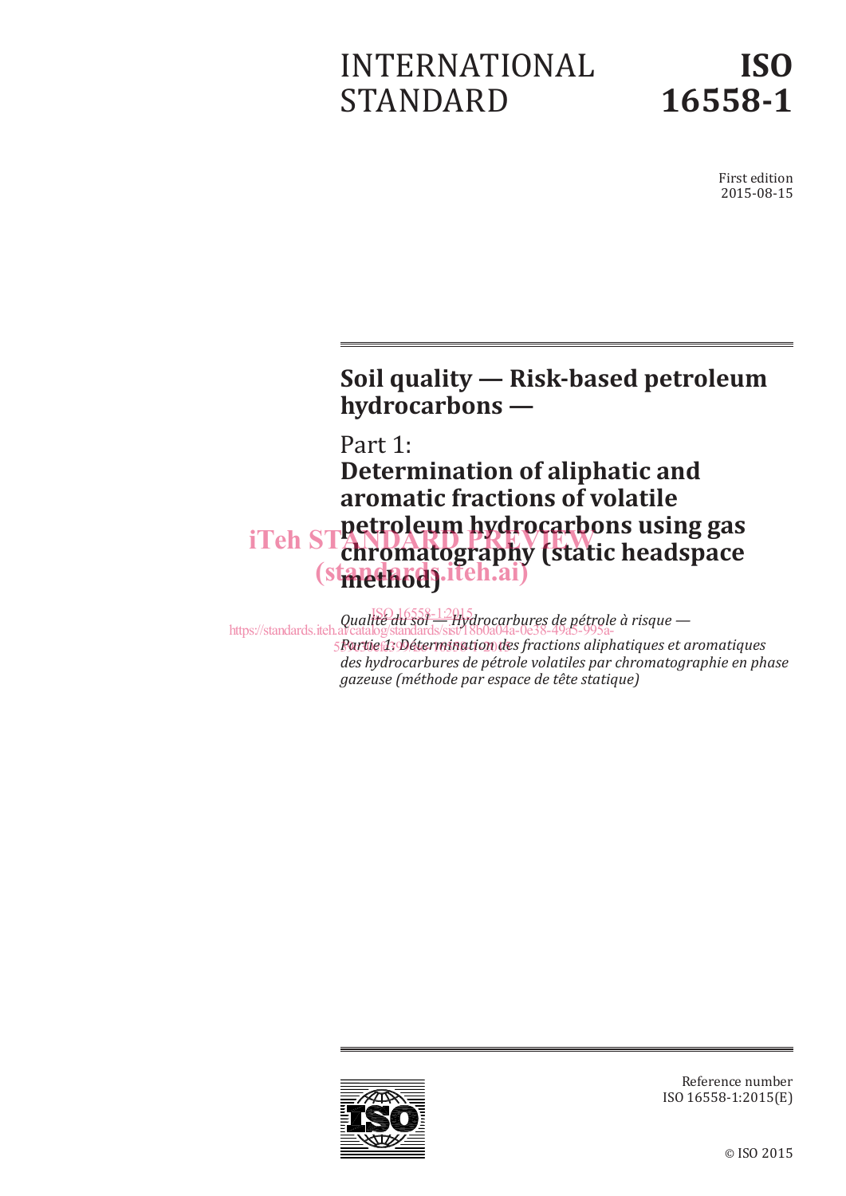# INTERNATIONAL STANDARD

# ISO 16558-1

First edition
2015-08-15

## Soil quality — Risk-based petroleum hydrocarbons —

## Part 1: Determination of aliphatic and aromatic fractions of volatile petroleum hydrocarbons using gas chromatography (static headspace method)

*Qualité du sol — Hydrocarbures de pétrole à risque —*

*Partie 1: Détermination des fractions aliphatiques et aromatiques des hydrocarbures de pétrole volatiles par chromatographie en phase gazeuse (méthode par espace de tête statique)*

Reference number
ISO 16558-1:2015(E)

© ISO 2015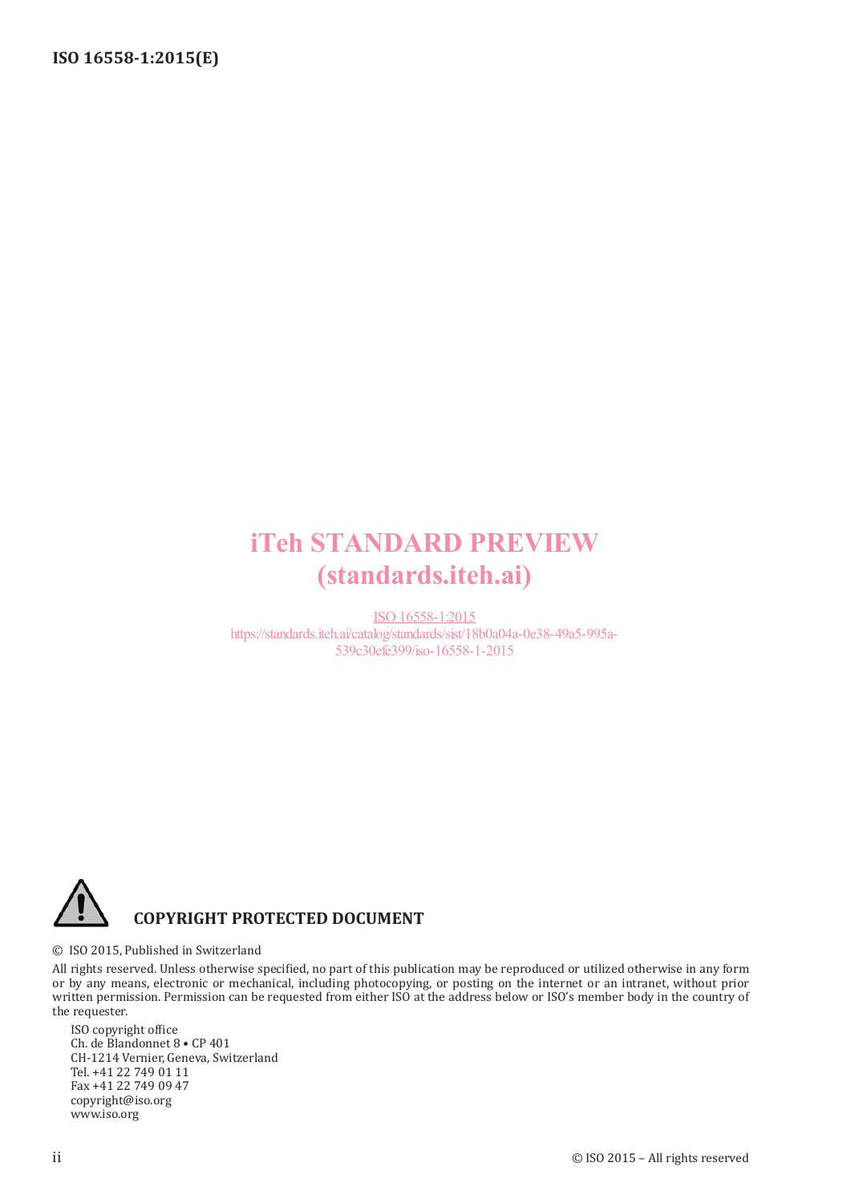iTeh STANDARD PREVIEW
(standards.iteh.ai)

ISO 16558-1:2015
https://standards.iteh.ai/catalog/standards/sist/18b0a04a-0e38-49a5-995a-539c30efe399/iso-16558-1-2015

**COPYRIGHT PROTECTED DOCUMENT**

© ISO 2015, Published in Switzerland

All rights reserved. Unless otherwise specified, no part of this publication may be reproduced or utilized otherwise in any form or by any means, electronic or mechanical, including photocopying, or posting on the internet or an intranet, without prior written permission. Permission can be requested from either ISO at the address below or ISO's member body in the country of the requester.

ISO copyright office
Ch. de Blandonnet 8 • CP 401
CH-1214 Vernier, Geneva, Switzerland
Tel. +41 22 749 01 11
Fax +41 22 749 09 47
copyright@iso.org
www.iso.org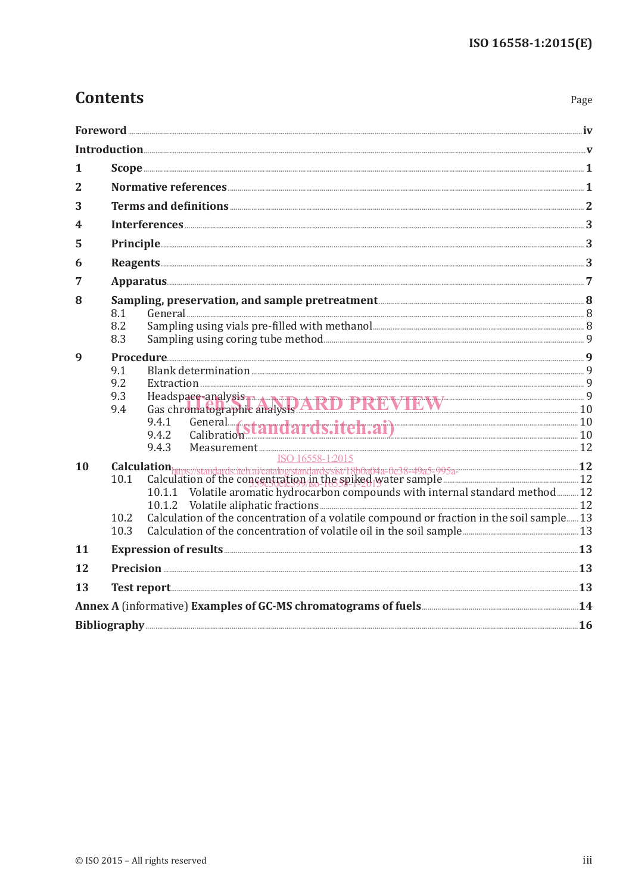# Contents

Page

Foreword ... iv
Introduction ... v
1 Scope ... 1
2 Normative references ... 1
3 Terms and definitions ... 2
4 Interferences ... 3
5 Principle ... 3
6 Reagents ... 3
7 Apparatus ... 7
8 Sampling, preservation, and sample pretreatment ... 8
  8.1 General ... 8
  8.2 Sampling using vials pre-filled with methanol ... 8
  8.3 Sampling using coring tube method ... 9
9 Procedure ... 9
  9.1 Blank determination ... 9
  9.2 Extraction ... 9
  9.3 Headspace-analysis ... 9
  9.4 Gas chromatographic analysis ... 10
    9.4.1 General ... 10
    9.4.2 Calibration ... 10
    9.4.3 Measurement ... 12
10 Calculation ... 12
  10.1 Calculation of the concentration in the spiked water sample ... 12
    10.1.1 Volatile aromatic hydrocarbon compounds with internal standard method ... 12
    10.1.2 Volatile aliphatic fractions ... 12
  10.2 Calculation of the concentration of a volatile compound or fraction in the soil sample ... 13
  10.3 Calculation of the concentration of volatile oil in the soil sample ... 13
11 Expression of results ... 13
12 Precision ... 13
13 Test report ... 13
Annex A (informative) Examples of GC-MS chromatograms of fuels ... 14
Bibliography ... 16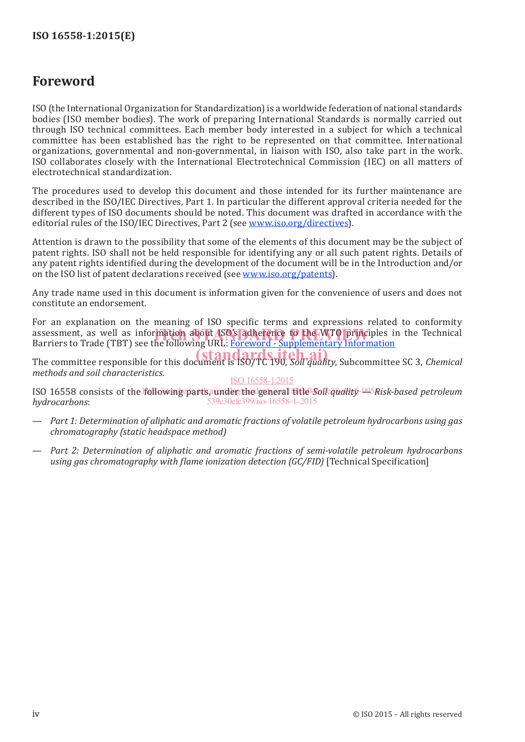# Foreword

ISO (the International Organization for Standardization) is a worldwide federation of national standards bodies (ISO member bodies). The work of preparing International Standards is normally carried out through ISO technical committees. Each member body interested in a subject for which a technical committee has been established has the right to be represented on that committee. International organizations, governmental and non-governmental, in liaison with ISO, also take part in the work. ISO collaborates closely with the International Electrotechnical Commission (IEC) on all matters of electrotechnical standardization.

The procedures used to develop this document and those intended for its further maintenance are described in the ISO/IEC Directives, Part 1. In particular the different approval criteria needed for the different types of ISO documents should be noted. This document was drafted in accordance with the editorial rules of the ISO/IEC Directives, Part 2 (see www.iso.org/directives).

Attention is drawn to the possibility that some of the elements of this document may be the subject of patent rights. ISO shall not be held responsible for identifying any or all such patent rights. Details of any patent rights identified during the development of the document will be in the Introduction and/or on the ISO list of patent declarations received (see www.iso.org/patents).

Any trade name used in this document is information given for the convenience of users and does not constitute an endorsement.

For an explanation on the meaning of ISO specific terms and expressions related to conformity assessment, as well as information about ISO's adherence to the WTO principles in the Technical Barriers to Trade (TBT) see the following URL: Foreword - Supplementary Information

The committee responsible for this document is ISO/TC 190, *Soil quality*, Subcommittee SC 3, *Chemical methods and soil characteristics*.

ISO 16558 consists of the following parts, under the general title *Soil quality — Risk-based petroleum hydrocarbons*:

— *Part 1: Determination of aliphatic and aromatic fractions of volatile petroleum hydrocarbons using gas chromatography (static headspace method)*

— *Part 2: Determination of aliphatic and aromatic fractions of semi-volatile petroleum hydrocarbons using gas chromatography with flame ionization detection (GC/FID)* [Technical Specification]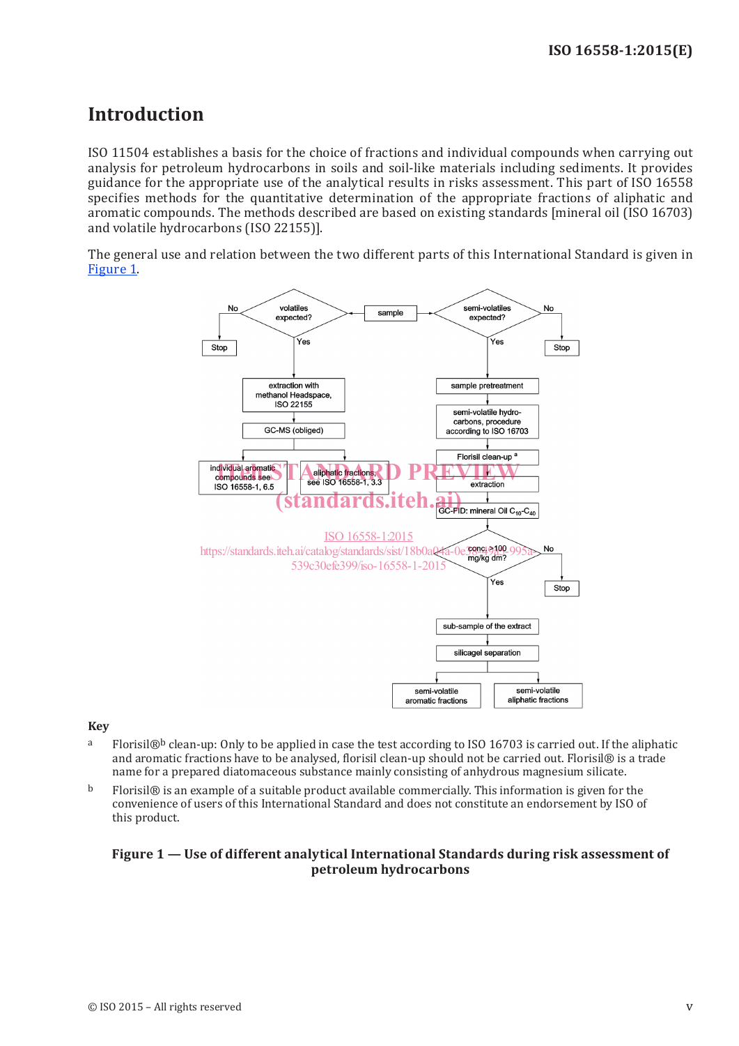# Introduction

ISO 11504 establishes a basis for the choice of fractions and individual compounds when carrying out analysis for petroleum hydrocarbons in soils and soil-like materials including sediments. It provides guidance for the appropriate use of the analytical results in risks assessment. This part of ISO 16558 specifies methods for the quantitative determination of the appropriate fractions of aliphatic and aromatic compounds. The methods described are based on existing standards [mineral oil (ISO 16703) and volatile hydrocarbons (ISO 22155)].

The general use and relation between the two different parts of this International Standard is given in Figure 1.

sample

volatiles expected? — No → Stop; Yes ↓

extraction with methanol Headspace, ISO 22155

GC-MS (obliged)

individual aromatic compounds see ISO 16558-1, 6.5 | aliphatic fractions, see ISO 16558-1, 3.3

semi-volatiles expected? — No → Stop; Yes ↓

sample pretreatment

semi-volatile hydrocarbons, procedure according to ISO 16703

Florisil clean-up [a]

extraction

GC-FID: mineral Oil $C_{10}$-$C_{40}$

conc. >100 mg/kg dm? — No → Stop; Yes ↓

sub-sample of the extract

silicagel separation

semi-volatile aromatic fractions | semi-volatile aliphatic fractions

**Key**

a Florisil®[b] clean-up: Only to be applied in case the test according to ISO 16703 is carried out. If the aliphatic and aromatic fractions have to be analysed, florisil clean-up should not be carried out. Florisil® is a trade name for a prepared diatomaceous substance mainly consisting of anhydrous magnesium silicate.

b Florisil® is an example of a suitable product available commercially. This information is given for the convenience of users of this International Standard and does not constitute an endorsement by ISO of this product.

**Figure 1 — Use of different analytical International Standards during risk assessment of petroleum hydrocarbons**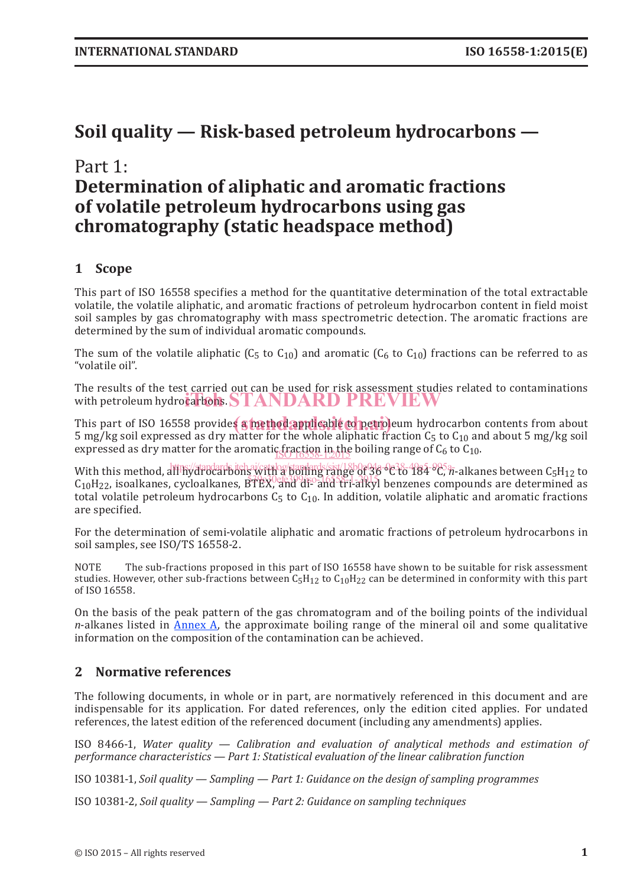# Soil quality — Risk-based petroleum hydrocarbons —

## Part 1: Determination of aliphatic and aromatic fractions of volatile petroleum hydrocarbons using gas chromatography (static headspace method)

## 1 Scope

This part of ISO 16558 specifies a method for the quantitative determination of the total extractable volatile, the volatile aliphatic, and aromatic fractions of petroleum hydrocarbon content in field moist soil samples by gas chromatography with mass spectrometric detection. The aromatic fractions are determined by the sum of individual aromatic compounds.

The sum of the volatile aliphatic ($C_5$ to $C_{10}$) and aromatic ($C_6$ to $C_{10}$) fractions can be referred to as "volatile oil".

The results of the test carried out can be used for risk assessment studies related to contaminations with petroleum hydrocarbons.

This part of ISO 16558 provides a method applicable to petroleum hydrocarbon contents from about 5 mg/kg soil expressed as dry matter for the whole aliphatic fraction $C_5$ to $C_{10}$ and about 5 mg/kg soil expressed as dry matter for the aromatic fraction in the boiling range of $C_6$ to $C_{10}$.

With this method, all hydrocarbons with a boiling range of 36 °C to 184 °C, *n*-alkanes between $C_5H_{12}$ to $C_{10}H_{22}$, isoalkanes, cycloalkanes, BTEX, and di- and tri-alkyl benzenes compounds are determined as total volatile petroleum hydrocarbons $C_5$ to $C_{10}$. In addition, volatile aliphatic and aromatic fractions are specified.

For the determination of semi-volatile aliphatic and aromatic fractions of petroleum hydrocarbons in soil samples, see ISO/TS 16558-2.

NOTE The sub-fractions proposed in this part of ISO 16558 have shown to be suitable for risk assessment studies. However, other sub-fractions between $C_5H_{12}$ to $C_{10}H_{22}$ can be determined in conformity with this part of ISO 16558.

On the basis of the peak pattern of the gas chromatogram and of the boiling points of the individual *n*-alkanes listed in Annex A, the approximate boiling range of the mineral oil and some qualitative information on the composition of the contamination can be achieved.

## 2 Normative references

The following documents, in whole or in part, are normatively referenced in this document and are indispensable for its application. For dated references, only the edition cited applies. For undated references, the latest edition of the referenced document (including any amendments) applies.

ISO 8466-1, *Water quality — Calibration and evaluation of analytical methods and estimation of performance characteristics — Part 1: Statistical evaluation of the linear calibration function*

ISO 10381-1, *Soil quality — Sampling — Part 1: Guidance on the design of sampling programmes*

ISO 10381-2, *Soil quality — Sampling — Part 2: Guidance on sampling techniques*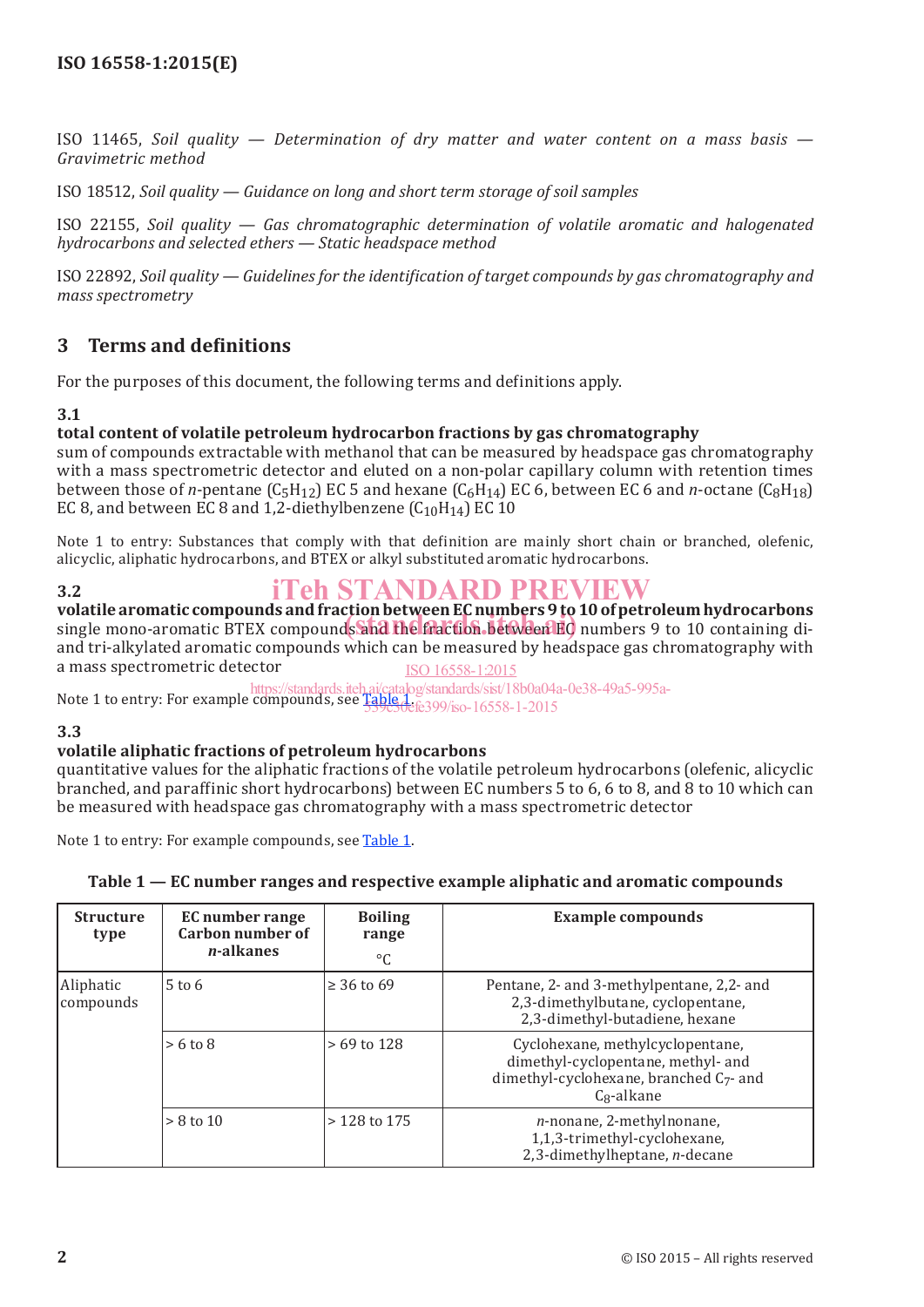ISO 11465, *Soil quality — Determination of dry matter and water content on a mass basis — Gravimetric method*

ISO 18512, *Soil quality — Guidance on long and short term storage of soil samples*

ISO 22155, *Soil quality — Gas chromatographic determination of volatile aromatic and halogenated hydrocarbons and selected ethers — Static headspace method*

ISO 22892, *Soil quality — Guidelines for the identification of target compounds by gas chromatography and mass spectrometry*

## 3 Terms and definitions

For the purposes of this document, the following terms and definitions apply.

### 3.1

**total content of volatile petroleum hydrocarbon fractions by gas chromatography**

sum of compounds extractable with methanol that can be measured by headspace gas chromatography with a mass spectrometric detector and eluted on a non-polar capillary column with retention times between those of *n*-pentane ($C_5H_{12}$) EC 5 and hexane ($C_6H_{14}$) EC 6, between EC 6 and *n*-octane ($C_8H_{18}$) EC 8, and between EC 8 and 1,2-diethylbenzene ($C_{10}H_{14}$) EC 10

Note 1 to entry: Substances that comply with that definition are mainly short chain or branched, olefenic, alicyclic, aliphatic hydrocarbons, and BTEX or alkyl substituted aromatic hydrocarbons.

### 3.2

**volatile aromatic compounds and fraction between EC numbers 9 to 10 of petroleum hydrocarbons**

single mono-aromatic BTEX compounds and the fraction between EC numbers 9 to 10 containing di- and tri-alkylated aromatic compounds which can be measured by headspace gas chromatography with a mass spectrometric detector

Note 1 to entry: For example compounds, see Table 1.

### 3.3

**volatile aliphatic fractions of petroleum hydrocarbons**

quantitative values for the aliphatic fractions of the volatile petroleum hydrocarbons (olefenic, alicyclic branched, and paraffinic short hydrocarbons) between EC numbers 5 to 6, 6 to 8, and 8 to 10 which can be measured with headspace gas chromatography with a mass spectrometric detector

Note 1 to entry: For example compounds, see Table 1.

**Table 1 — EC number ranges and respective example aliphatic and aromatic compounds**

| Structure type | EC number range Carbon number of *n*-alkanes | Boiling range °C | Example compounds |
|---|---|---|---|
| Aliphatic compounds | 5 to 6 | ≥ 36 to 69 | Pentane, 2- and 3-methylpentane, 2,2- and 2,3-dimethylbutane, cyclopentane, 2,3-dimethyl-butadiene, hexane |
| | > 6 to 8 | > 69 to 128 | Cyclohexane, methylcyclopentane, dimethyl-cyclopentane, methyl- and dimethyl-cyclohexane, branched $C_7$- and $C_8$-alkane |
| | > 8 to 10 | > 128 to 175 | *n*-nonane, 2-methylnonane, 1,1,3-trimethyl-cyclohexane, 2,3-dimethylheptane, *n*-decane |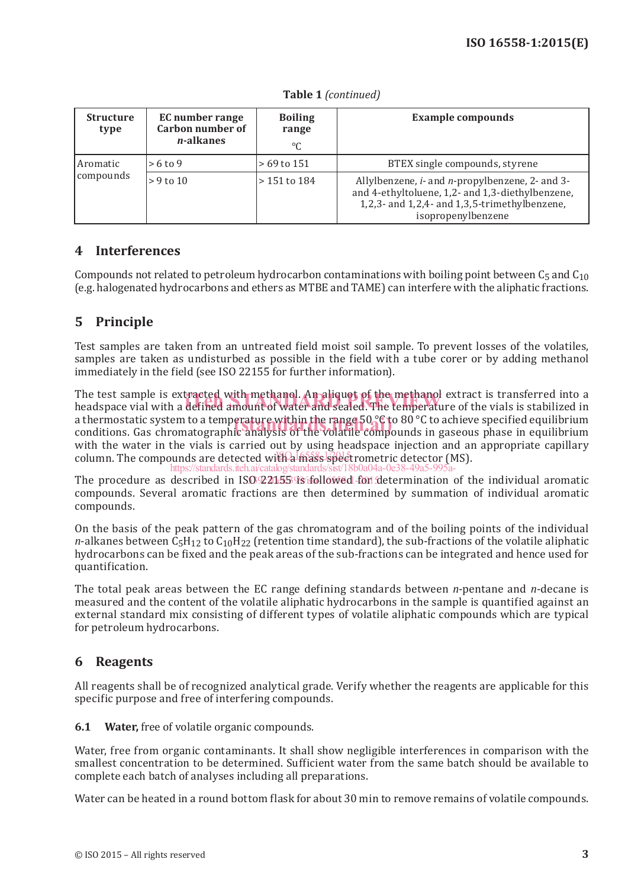**Table 1** *(continued)*

| Structure type | EC number range Carbon number of *n*-alkanes | Boiling range °C | Example compounds |
|---|---|---|---|
| Aromatic compounds | > 6 to 9 | > 69 to 151 | BTEX single compounds, styrene |
| | > 9 to 10 | > 151 to 184 | Allylbenzene, *i*- and *n*-propylbenzene, 2- and 3- and 4-ethyltoluene, 1,2- and 1,3-diethylbenzene, 1,2,3- and 1,2,4- and 1,3,5-trimethylbenzene, isopropenylbenzene |

## 4 Interferences

Compounds not related to petroleum hydrocarbon contaminations with boiling point between $C_5$ and $C_{10}$ (e.g. halogenated hydrocarbons and ethers as MTBE and TAME) can interfere with the aliphatic fractions.

## 5 Principle

Test samples are taken from an untreated field moist soil sample. To prevent losses of the volatiles, samples are taken as undisturbed as possible in the field with a tube corer or by adding methanol immediately in the field (see ISO 22155 for further information).

The test sample is extracted with methanol. An aliquot of the methanol extract is transferred into a headspace vial with a defined amount of water and sealed. The temperature of the vials is stabilized in a thermostatic system to a temperature within the range 50 °C to 80 °C to achieve specified equilibrium conditions. Gas chromatographic analysis of the volatile compounds in gaseous phase in equilibrium with the water in the vials is carried out by using headspace injection and an appropriate capillary column. The compounds are detected with a mass spectrometric detector (MS).

The procedure as described in ISO 22155 is followed for determination of the individual aromatic compounds. Several aromatic fractions are then determined by summation of individual aromatic compounds.

On the basis of the peak pattern of the gas chromatogram and of the boiling points of the individual *n*-alkanes between $C_5H_{12}$ to $C_{10}H_{22}$ (retention time standard), the sub-fractions of the volatile aliphatic hydrocarbons can be fixed and the peak areas of the sub-fractions can be integrated and hence used for quantification.

The total peak areas between the EC range defining standards between *n*-pentane and *n*-decane is measured and the content of the volatile aliphatic hydrocarbons in the sample is quantified against an external standard mix consisting of different types of volatile aliphatic compounds which are typical for petroleum hydrocarbons.

## 6 Reagents

All reagents shall be of recognized analytical grade. Verify whether the reagents are applicable for this specific purpose and free of interfering compounds.

**6.1 Water,** free of volatile organic compounds.

Water, free from organic contaminants. It shall show negligible interferences in comparison with the smallest concentration to be determined. Sufficient water from the same batch should be available to complete each batch of analyses including all preparations.

Water can be heated in a round bottom flask for about 30 min to remove remains of volatile compounds.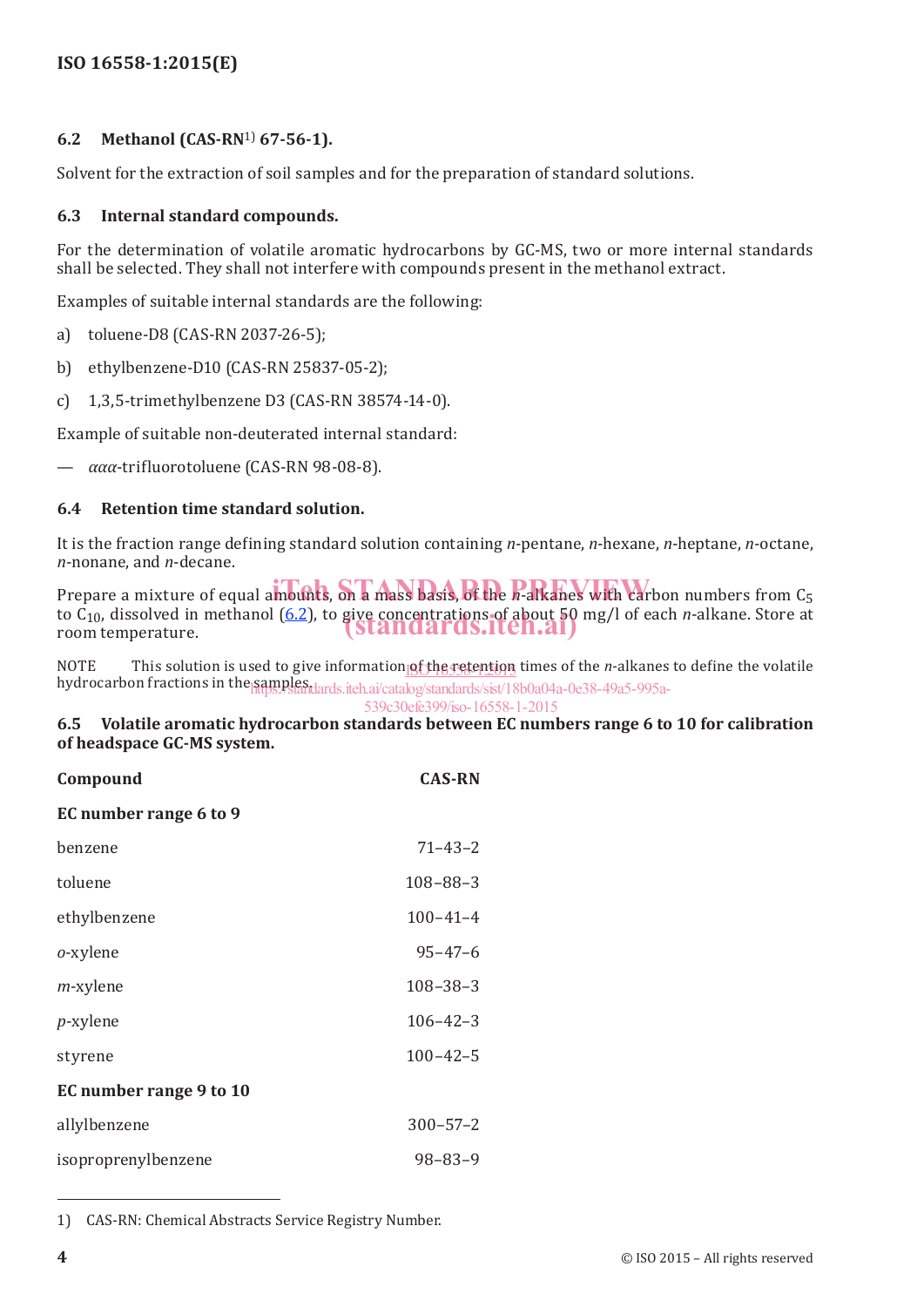### 6.2 Methanol (CAS-RN[1]) 67-56-1).

Solvent for the extraction of soil samples and for the preparation of standard solutions.

### 6.3 Internal standard compounds.

For the determination of volatile aromatic hydrocarbons by GC-MS, two or more internal standards shall be selected. They shall not interfere with compounds present in the methanol extract.

Examples of suitable internal standards are the following:

a) toluene-D8 (CAS-RN 2037-26-5);

b) ethylbenzene-D10 (CAS-RN 25837-05-2);

c) 1,3,5-trimethylbenzene D3 (CAS-RN 38574-14-0).

Example of suitable non-deuterated internal standard:

— *ααα*-trifluorotoluene (CAS-RN 98-08-8).

### 6.4 Retention time standard solution.

It is the fraction range defining standard solution containing *n*-pentane, *n*-hexane, *n*-heptane, *n*-octane, *n*-nonane, and *n*-decane.

Prepare a mixture of equal amounts, on a mass basis, of the *n*-alkanes with carbon numbers from $C_5$ to $C_{10}$, dissolved in methanol (6.2), to give concentrations of about 50 mg/l of each *n*-alkane. Store at room temperature.

NOTE This solution is used to give information of the retention times of the *n*-alkanes to define the volatile hydrocarbon fractions in the samples.

### 6.5 Volatile aromatic hydrocarbon standards between EC numbers range 6 to 10 for calibration of headspace GC-MS system.

| Compound | CAS-RN |
|---|---|
| **EC number range 6 to 9** | |
| benzene | 71–43–2 |
| toluene | 108–88–3 |
| ethylbenzene | 100–41–4 |
| *o*-xylene | 95–47–6 |
| *m*-xylene | 108–38–3 |
| *p*-xylene | 106–42–3 |
| styrene | 100–42–5 |
| **EC number range 9 to 10** | |
| allylbenzene | 300–57–2 |
| isoproprenylbenzene | 98–83–9 |

1) CAS-RN: Chemical Abstracts Service Registry Number.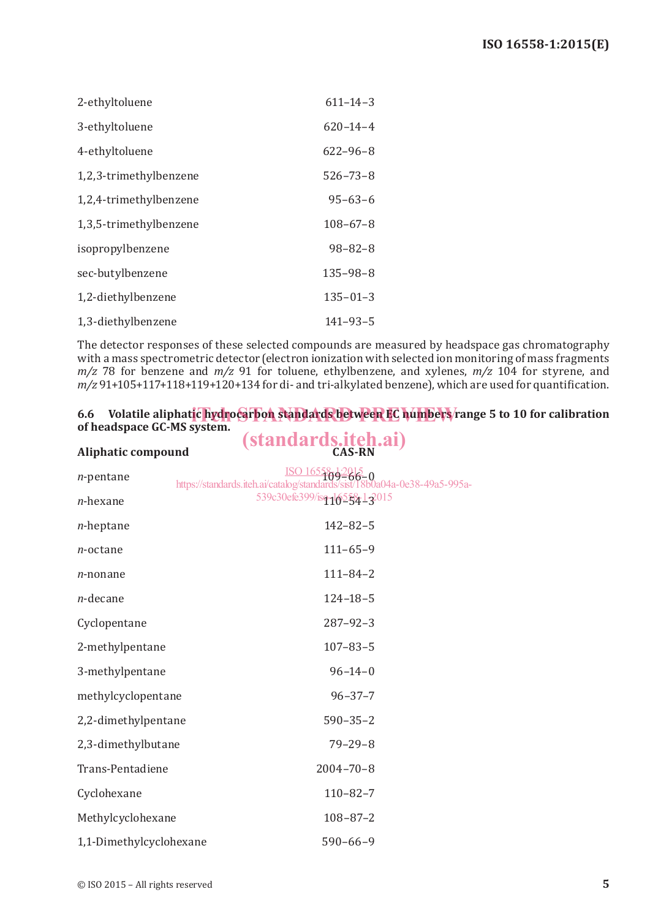| | |
|---|---|
| 2-ethyltoluene | 611–14–3 |
| 3-ethyltoluene | 620–14–4 |
| 4-ethyltoluene | 622–96–8 |
| 1,2,3-trimethylbenzene | 526–73–8 |
| 1,2,4-trimethylbenzene | 95–63–6 |
| 1,3,5-trimethylbenzene | 108–67–8 |
| isopropylbenzene | 98–82–8 |
| sec-butylbenzene | 135–98–8 |
| 1,2-diethylbenzene | 135–01–3 |
| 1,3-diethylbenzene | 141–93–5 |

The detector responses of these selected compounds are measured by headspace gas chromatography with a mass spectrometric detector (electron ionization with selected ion monitoring of mass fragments $m/z$ 78 for benzene and $m/z$ 91 for toluene, ethylbenzene, and xylenes, $m/z$ 104 for styrene, and $m/z$ 91+105+117+118+119+120+134 for di- and tri-alkylated benzene), which are used for quantification.

**6.6 Volatile aliphatic hydrocarbon standards between EC numbers range 5 to 10 for calibration of headspace GC-MS system.**

| Aliphatic compound | CAS-RN |
|---|---|
| *n*-pentane | 109–66–0 |
| *n*-hexane | 110–54–3 |
| *n*-heptane | 142–82–5 |
| *n*-octane | 111–65–9 |
| *n*-nonane | 111–84–2 |
| *n*-decane | 124–18–5 |
| Cyclopentane | 287–92–3 |
| 2-methylpentane | 107–83–5 |
| 3-methylpentane | 96–14–0 |
| methylcyclopentane | 96–37–7 |
| 2,2-dimethylpentane | 590–35–2 |
| 2,3-dimethylbutane | 79–29–8 |
| Trans-Pentadiene | 2004–70–8 |
| Cyclohexane | 110–82–7 |
| Methylcyclohexane | 108–87–2 |
| 1,1-Dimethylcyclohexane | 590–66–9 |